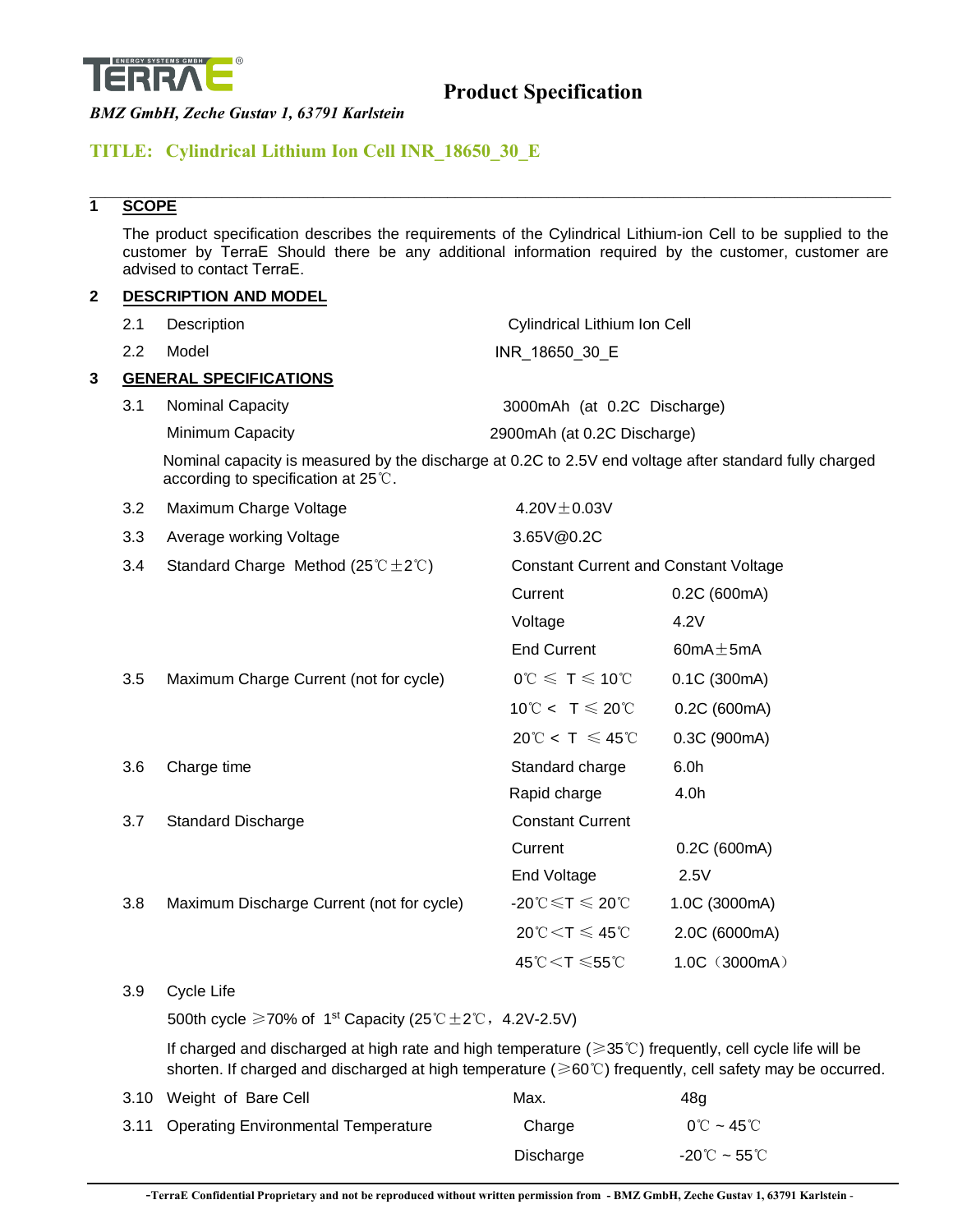TERRA E

# Product Specification

*BMZ GmbH, Zeche Gustav 1, 63791 Karlstein*

## TITLE: Cylindrical Lithium Ion Cell INR_18650_30_E

---

## 1 SCOPE

The product specification describes the requirements of the Cylindrical Lithium-ion Cell to be supplied to the customer by TerraE Should there be any additional information required by the customer, customer are advised to contact TerraE.

## 2 DESCRIPTION AND MODEL

| | | | |
|---|---|---|---|
| 2.1 | Description | Cylindrical Lithium Ion Cell | |
| 2.2 | Model | INR_18650_30_E | |

## 3 GENERAL SPECIFICATIONS

| | | | |
|---|---|---|---|
| 3.1 | Nominal Capacity | 3000mAh (at 0.2C Discharge) | |
| | Minimum Capacity | 2900mAh (at 0.2C Discharge) | |

Nominal capacity is measured by the discharge at 0.2C to 2.5V end voltage after standard fully charged according to specification at 25℃.

| | | | |
|---|---|---|---|
| 3.2 | Maximum Charge Voltage | 4.20V±0.03V | |
| 3.3 | Average working Voltage | 3.65V@0.2C | |
| 3.4 | Standard Charge Method (25℃±2℃) | Constant Current and Constant Voltage | |
| | | Current | 0.2C (600mA) |
| | | Voltage | 4.2V |
| | | End Current | 60mA±5mA |
| 3.5 | Maximum Charge Current (not for cycle) | 0℃ ≤ T ≤ 10℃ | 0.1C (300mA) |
| | | 10℃ < T ≤ 20℃ | 0.2C (600mA) |
| | | 20℃ < T ≤ 45℃ | 0.3C (900mA) |
| 3.6 | Charge time | Standard charge | 6.0h |
| | | Rapid charge | 4.0h |
| 3.7 | Standard Discharge | Constant Current | |
| | | Current | 0.2C (600mA) |
| | | End Voltage | 2.5V |
| 3.8 | Maximum Discharge Current (not for cycle) | -20℃≤T ≤ 20℃ | 1.0C (3000mA) |
| | | 20℃<T ≤ 45℃ | 2.0C (6000mA) |
| | | 45℃<T ≤55℃ | 1.0C（3000mA） |

3.9 Cycle Life

500th cycle ≥70% of 1st Capacity (25℃±2℃，4.2V-2.5V)

If charged and discharged at high rate and high temperature (≥35℃) frequently, cell cycle life will be shorten. If charged and discharged at high temperature (≥60℃) frequently, cell safety may be occurred.

| | | | |
|---|---|---|---|
| 3.10 | Weight of Bare Cell | Max. | 48g |
| 3.11 | Operating Environmental Temperature | Charge | 0℃ ~ 45℃ |
| | | Discharge | -20℃ ~ 55℃ |

-TerraE Confidential Proprietary and not be reproduced without written permission from - BMZ GmbH, Zeche Gustav 1, 63791 Karlstein -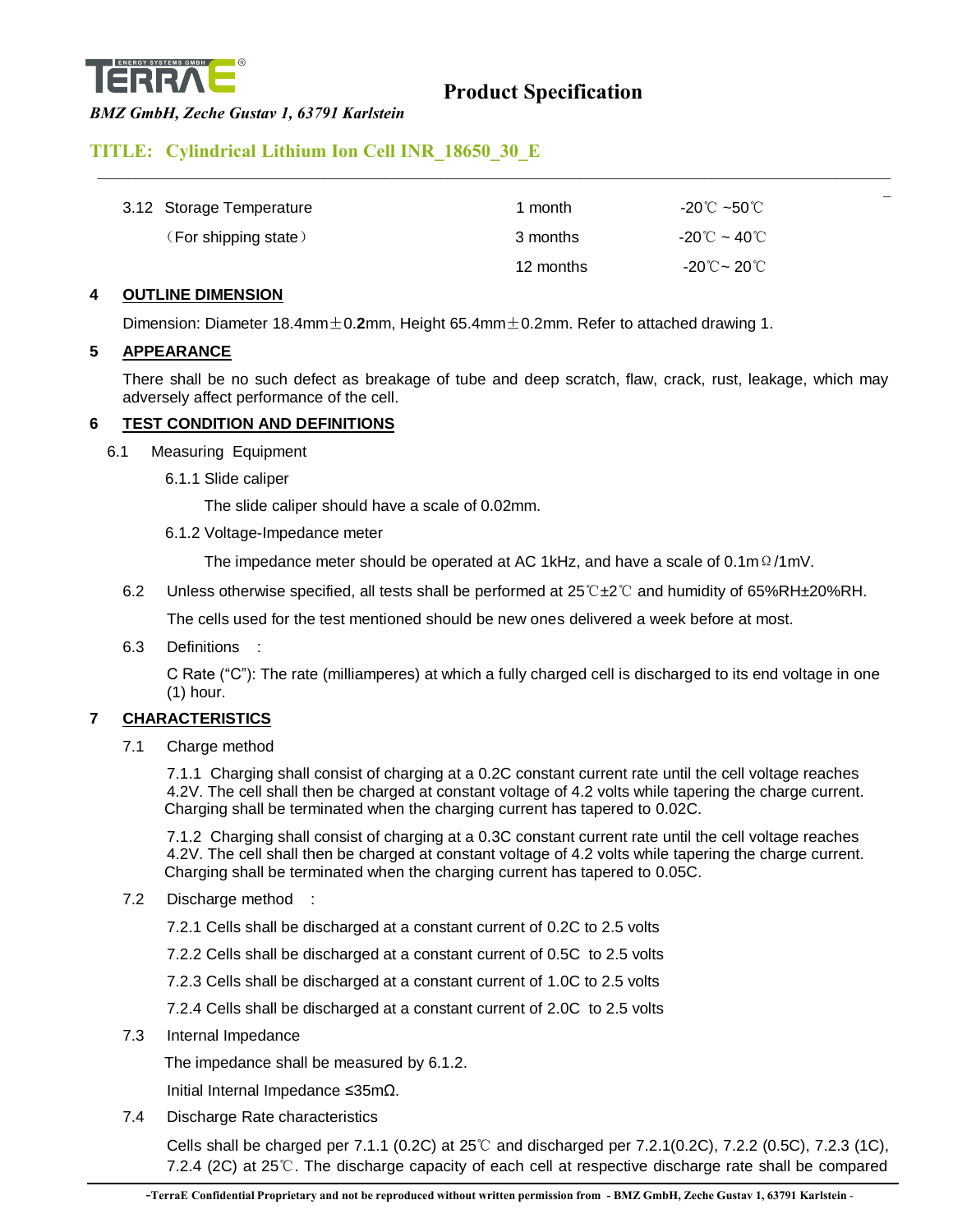| 3.12 Storage Temperature | 1 month | -20℃ ~50℃ |
|---|---|---|
| （For shipping state） | 3 months | -20℃ ~ 40℃ |
| | 12 months | -20℃~ 20℃ |

## 4 OUTLINE DIMENSION

Dimension: Diameter 18.4mm±0.**2**mm, Height 65.4mm±0.2mm. Refer to attached drawing 1.

## 5 APPEARANCE

There shall be no such defect as breakage of tube and deep scratch, flaw, crack, rust, leakage, which may adversely affect performance of the cell.

## 6 TEST CONDITION AND DEFINITIONS

6.1 Measuring Equipment

6.1.1 Slide caliper

The slide caliper should have a scale of 0.02mm.

6.1.2 Voltage-Impedance meter

The impedance meter should be operated at AC 1kHz, and have a scale of 0.1mΩ/1mV.

6.2 Unless otherwise specified, all tests shall be performed at 25℃±2℃ and humidity of 65%RH±20%RH.

The cells used for the test mentioned should be new ones delivered a week before at most.

6.3 Definitions :

C Rate (“C”): The rate (milliamperes) at which a fully charged cell is discharged to its end voltage in one (1) hour.

## 7 CHARACTERISTICS

7.1 Charge method

7.1.1 Charging shall consist of charging at a 0.2C constant current rate until the cell voltage reaches 4.2V. The cell shall then be charged at constant voltage of 4.2 volts while tapering the charge current. Charging shall be terminated when the charging current has tapered to 0.02C.

7.1.2 Charging shall consist of charging at a 0.3C constant current rate until the cell voltage reaches 4.2V. The cell shall then be charged at constant voltage of 4.2 volts while tapering the charge current. Charging shall be terminated when the charging current has tapered to 0.05C.

7.2 Discharge method :

7.2.1 Cells shall be discharged at a constant current of 0.2C to 2.5 volts

7.2.2 Cells shall be discharged at a constant current of 0.5C to 2.5 volts

7.2.3 Cells shall be discharged at a constant current of 1.0C to 2.5 volts

7.2.4 Cells shall be discharged at a constant current of 2.0C to 2.5 volts

7.3 Internal Impedance

The impedance shall be measured by 6.1.2.

Initial Internal Impedance ≤35mΩ.

7.4 Discharge Rate characteristics

Cells shall be charged per 7.1.1 (0.2C) at 25℃ and discharged per 7.2.1(0.2C), 7.2.2 (0.5C), 7.2.3 (1C), 7.2.4 (2C) at 25℃. The discharge capacity of each cell at respective discharge rate shall be compared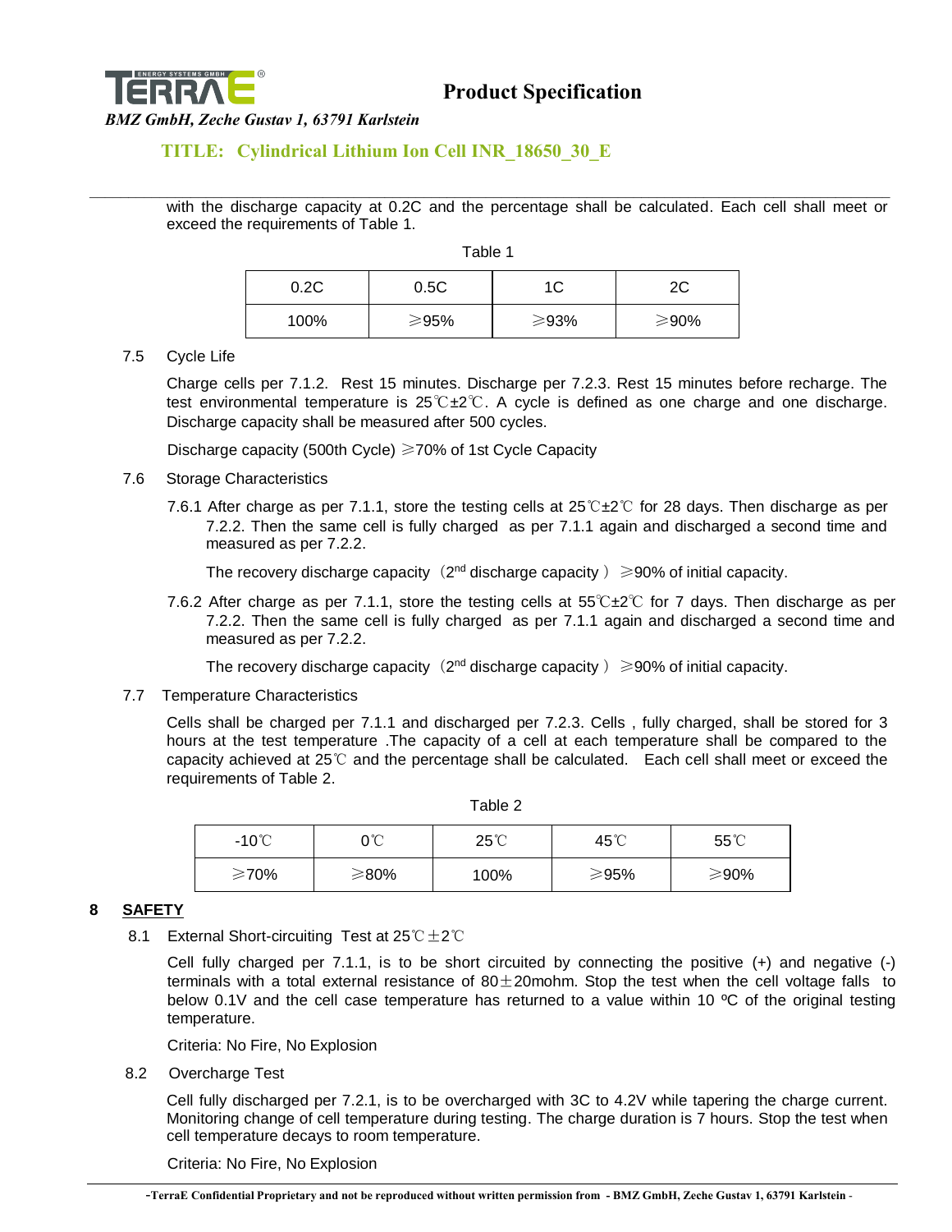with the discharge capacity at 0.2C and the percentage shall be calculated. Each cell shall meet or exceed the requirements of Table 1.

Table 1

| 0.2C | 0.5C | 1C | 2C |
|---|---|---|---|
| 100% | ≥95% | ≥93% | ≥90% |

7.5 Cycle Life

Charge cells per 7.1.2. Rest 15 minutes. Discharge per 7.2.3. Rest 15 minutes before recharge. The test environmental temperature is 25℃±2℃. A cycle is defined as one charge and one discharge. Discharge capacity shall be measured after 500 cycles.

Discharge capacity (500th Cycle) ≥70% of 1st Cycle Capacity

7.6 Storage Characteristics

7.6.1 After charge as per 7.1.1, store the testing cells at 25℃±2℃ for 28 days. Then discharge as per 7.2.2. Then the same cell is fully charged as per 7.1.1 again and discharged a second time and measured as per 7.2.2.

The recovery discharge capacity（2nd discharge capacity）≥90% of initial capacity.

7.6.2 After charge as per 7.1.1, store the testing cells at 55℃±2℃ for 7 days. Then discharge as per 7.2.2. Then the same cell is fully charged as per 7.1.1 again and discharged a second time and measured as per 7.2.2.

The recovery discharge capacity（2nd discharge capacity）≥90% of initial capacity.

7.7 Temperature Characteristics

Cells shall be charged per 7.1.1 and discharged per 7.2.3. Cells , fully charged, shall be stored for 3 hours at the test temperature .The capacity of a cell at each temperature shall be compared to the capacity achieved at 25℃ and the percentage shall be calculated. Each cell shall meet or exceed the requirements of Table 2.

Table 2

| -10℃ | 0℃ | 25℃ | 45℃ | 55℃ |
|---|---|---|---|---|
| ≥70% | ≥80% | 100% | ≥95% | ≥90% |

## 8 SAFETY

8.1 External Short-circuiting Test at 25℃±2℃

Cell fully charged per 7.1.1, is to be short circuited by connecting the positive (+) and negative (-) terminals with a total external resistance of 80±20mohm. Stop the test when the cell voltage falls to below 0.1V and the cell case temperature has returned to a value within 10 ºC of the original testing temperature.

Criteria: No Fire, No Explosion

8.2 Overcharge Test

Cell fully discharged per 7.2.1, is to be overcharged with 3C to 4.2V while tapering the charge current. Monitoring change of cell temperature during testing. The charge duration is 7 hours. Stop the test when cell temperature decays to room temperature.

Criteria: No Fire, No Explosion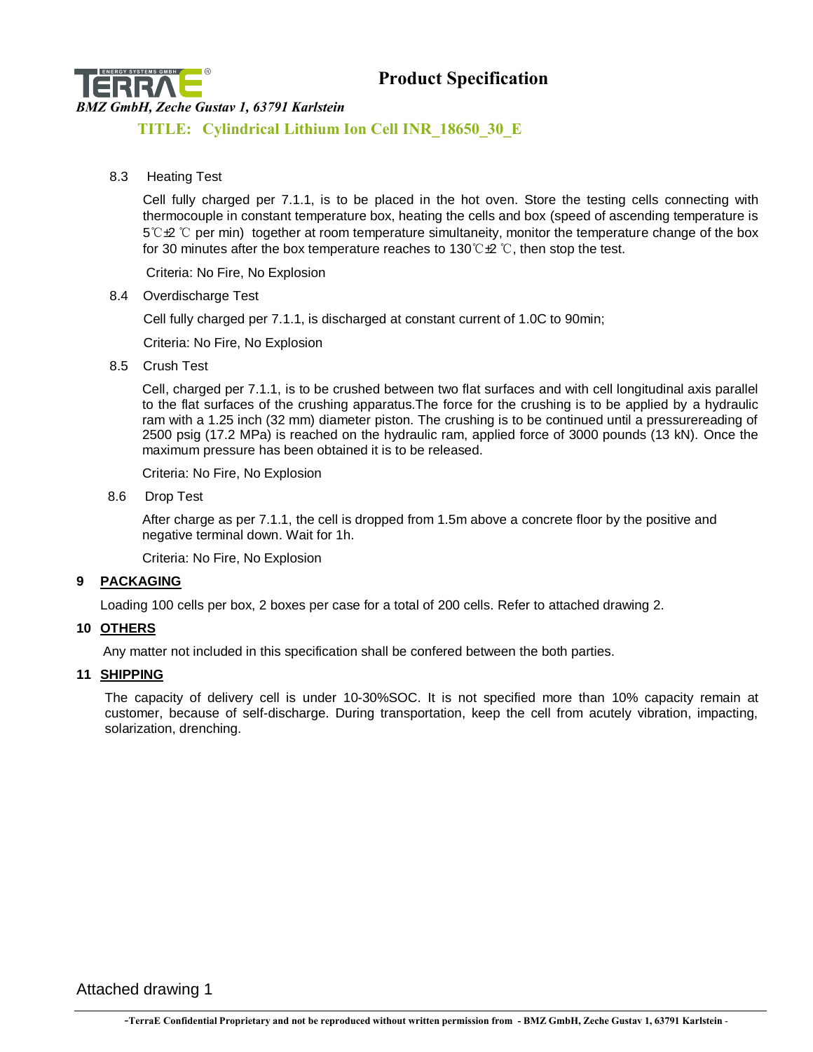8.3 Heating Test

Cell fully charged per 7.1.1, is to be placed in the hot oven. Store the testing cells connecting with thermocouple in constant temperature box, heating the cells and box (speed of ascending temperature is 5℃±2 ℃ per min) together at room temperature simultaneity, monitor the temperature change of the box for 30 minutes after the box temperature reaches to 130℃±2 ℃, then stop the test.

Criteria: No Fire, No Explosion

8.4 Overdischarge Test

Cell fully charged per 7.1.1, is discharged at constant current of 1.0C to 90min;

Criteria: No Fire, No Explosion

8.5 Crush Test

Cell, charged per 7.1.1, is to be crushed between two flat surfaces and with cell longitudinal axis parallel to the flat surfaces of the crushing apparatus.The force for the crushing is to be applied by a hydraulic ram with a 1.25 inch (32 mm) diameter piston. The crushing is to be continued until a pressurereading of 2500 psig (17.2 MPa) is reached on the hydraulic ram, applied force of 3000 pounds (13 kN). Once the maximum pressure has been obtained it is to be released.

Criteria: No Fire, No Explosion

8.6 Drop Test

After charge as per 7.1.1, the cell is dropped from 1.5m above a concrete floor by the positive and negative terminal down. Wait for 1h.

Criteria: No Fire, No Explosion

## 9 PACKAGING

Loading 100 cells per box, 2 boxes per case for a total of 200 cells. Refer to attached drawing 2.

## 10 OTHERS

Any matter not included in this specification shall be confered between the both parties.

## 11 SHIPPING

The capacity of delivery cell is under 10-30%SOC. It is not specified more than 10% capacity remain at customer, because of self-discharge. During transportation, keep the cell from acutely vibration, impacting, solarization, drenching.

Attached drawing 1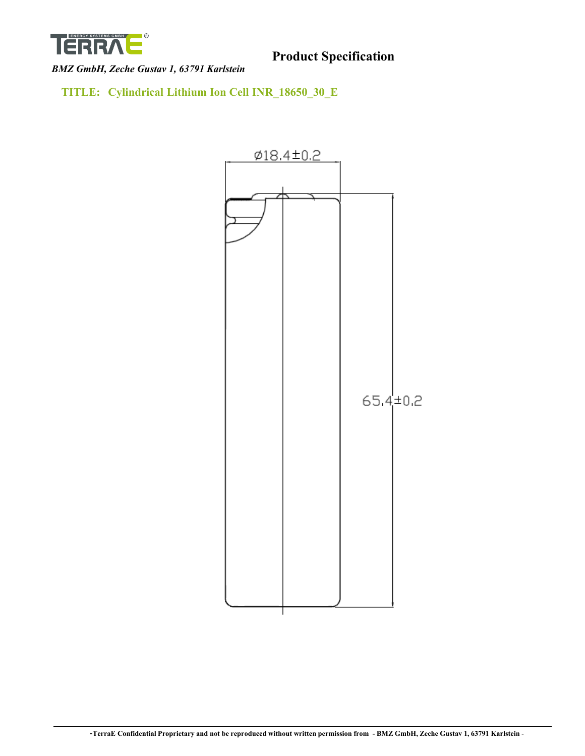**Product Specification**

*BMZ GmbH, Zeche Gustav 1, 63791 Karlstein*

## TITLE: Cylindrical Lithium Ion Cell INR_18650_30_E

Ø18.4±0.2

65.4±0.2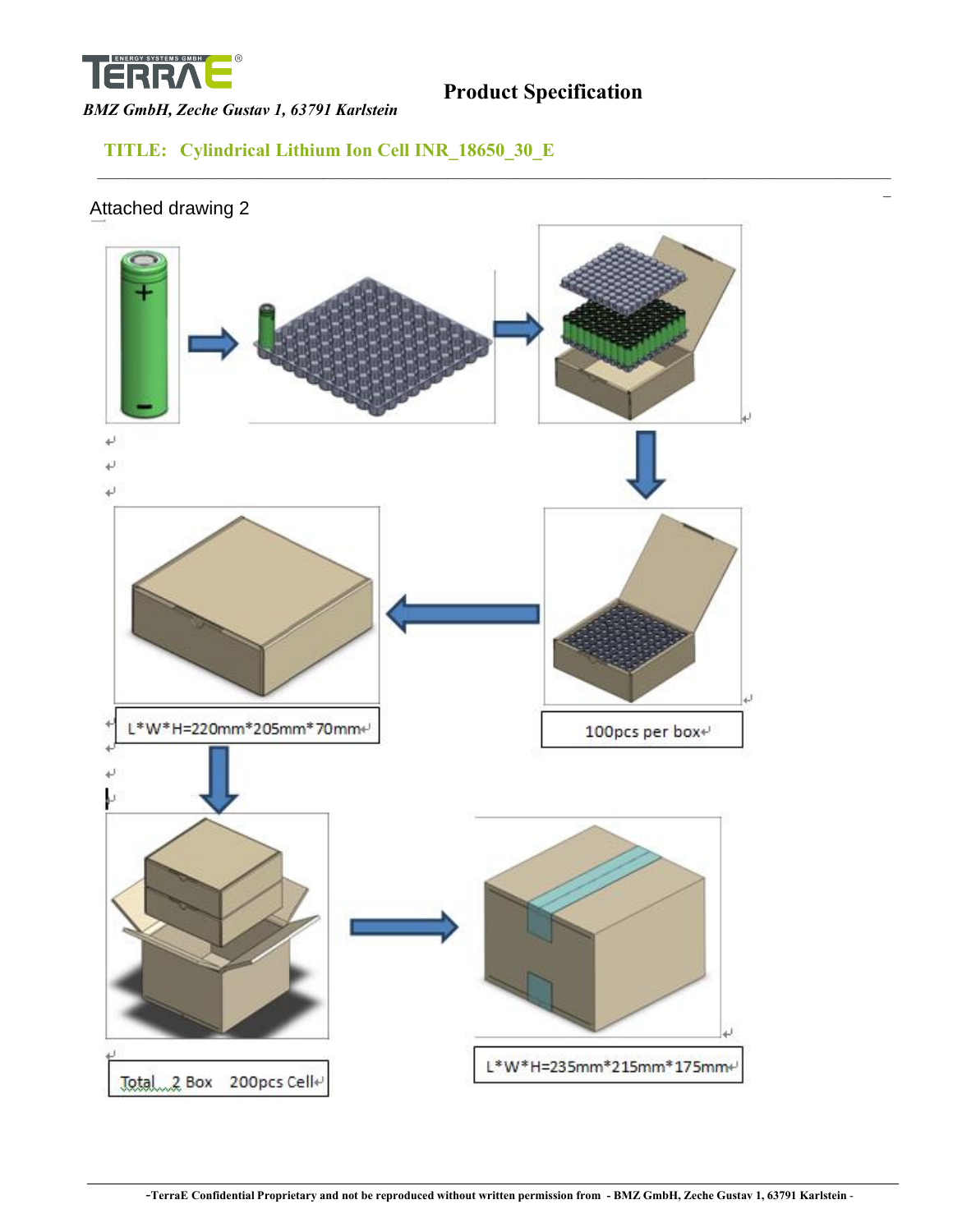Attached drawing 2

L*W*H=220mm*205mm*70mm

100pcs per box

Total 2 Box 200pcs Cell

L*W*H=235mm*215mm*175mm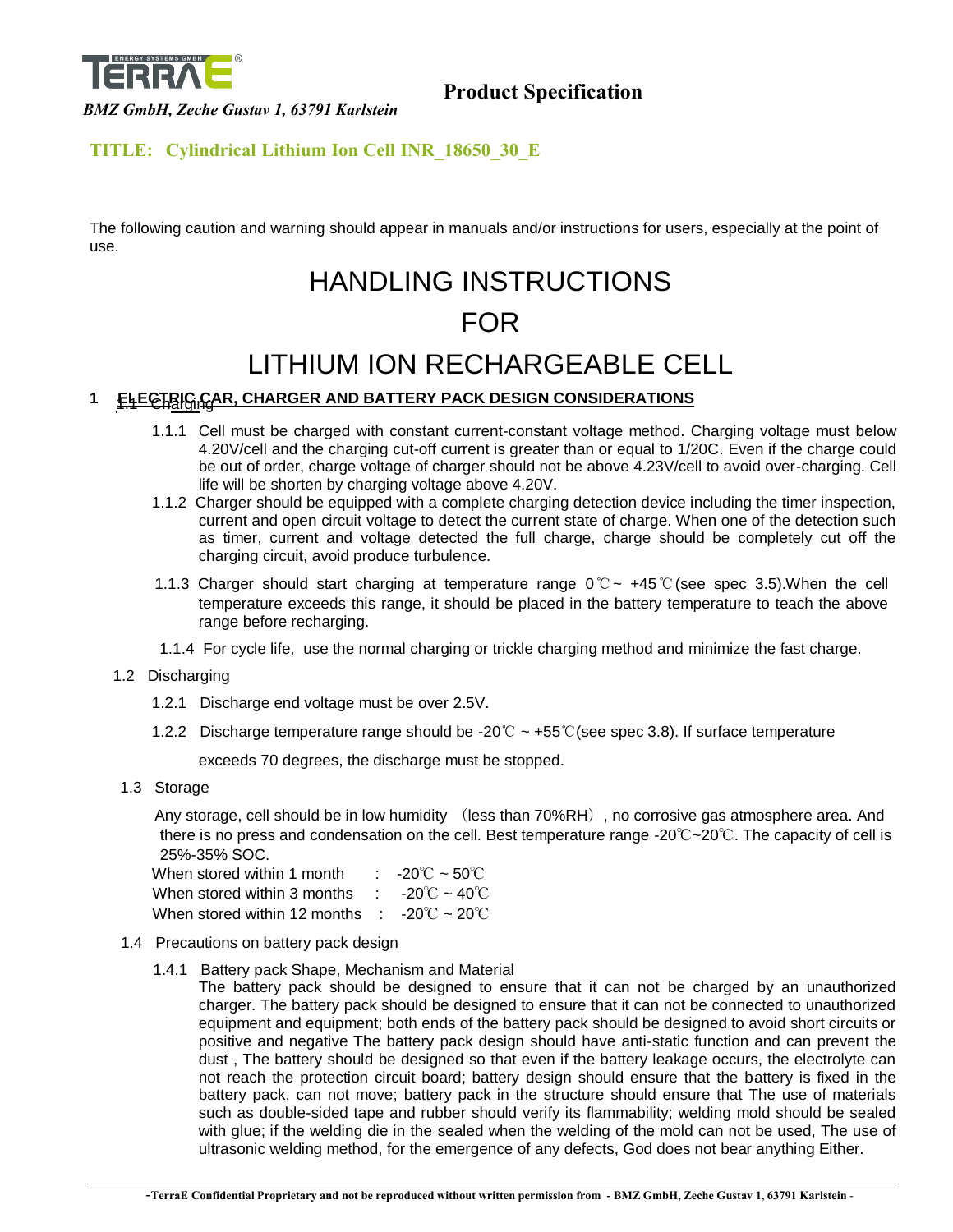**Product Specification**

*BMZ GmbH, Zeche Gustav 1, 63791 Karlstein*

**TITLE: Cylindrical Lithium Ion Cell INR_18650_30_E**

The following caution and warning should appear in manuals and/or instructions for users, especially at the point of use.

# HANDLING INSTRUCTIONS
# FOR
# LITHIUM ION RECHARGEABLE CELL

## 1 ELECTRIC CAR, CHARGER AND BATTERY PACK DESIGN CONSIDERATIONS

### 1.1 Charging

1.1.1 Cell must be charged with constant current-constant voltage method. Charging voltage must below 4.20V/cell and the charging cut-off current is greater than or equal to 1/20C. Even if the charge could be out of order, charge voltage of charger should not be above 4.23V/cell to avoid over-charging. Cell life will be shorten by charging voltage above 4.20V.

1.1.2 Charger should be equipped with a complete charging detection device including the timer inspection, current and open circuit voltage to detect the current state of charge. When one of the detection such as timer, current and voltage detected the full charge, charge should be completely cut off the charging circuit, avoid produce turbulence.

1.1.3 Charger should start charging at temperature range 0℃ ~ +45℃(see spec 3.5).When the cell temperature exceeds this range, it should be placed in the battery temperature to teach the above range before recharging.

1.1.4 For cycle life, use the normal charging or trickle charging method and minimize the fast charge.

### 1.2 Discharging

1.2.1 Discharge end voltage must be over 2.5V.

1.2.2 Discharge temperature range should be -20℃ ~ +55℃(see spec 3.8). If surface temperature exceeds 70 degrees, the discharge must be stopped.

### 1.3 Storage

Any storage, cell should be in low humidity （less than 70%RH）, no corrosive gas atmosphere area. And there is no press and condensation on the cell. Best temperature range -20℃~20℃. The capacity of cell is 25%-35% SOC.

When stored within 1 month : -20℃ ~ 50℃
When stored within 3 months : -20℃ ~ 40℃
When stored within 12 months : -20℃ ~ 20℃

### 1.4 Precautions on battery pack design

1.4.1 Battery pack Shape, Mechanism and Material

The battery pack should be designed to ensure that it can not be charged by an unauthorized charger. The battery pack should be designed to ensure that it can not be connected to unauthorized equipment and equipment; both ends of the battery pack should be designed to avoid short circuits or positive and negative The battery pack design should have anti-static function and can prevent the dust , The battery should be designed so that even if the battery leakage occurs, the electrolyte can not reach the protection circuit board; battery design should ensure that the battery is fixed in the battery pack, can not move; battery pack in the structure should ensure that The use of materials such as double-sided tape and rubber should verify its flammability; welding mold should be sealed with glue; if the welding die in the sealed when the welding of the mold can not be used, The use of ultrasonic welding method, for the emergence of any defects, God does not bear anything Either.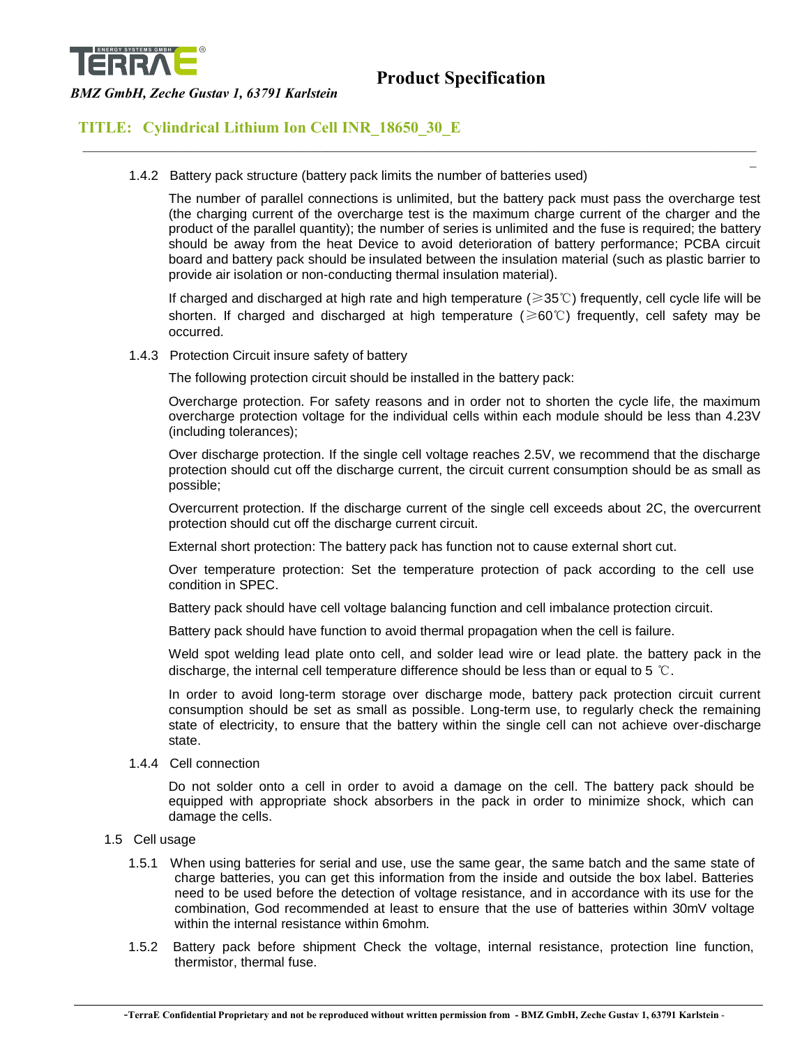1.4.2 Battery pack structure (battery pack limits the number of batteries used)

The number of parallel connections is unlimited, but the battery pack must pass the overcharge test (the charging current of the overcharge test is the maximum charge current of the charger and the product of the parallel quantity); the number of series is unlimited and the fuse is required; the battery should be away from the heat Device to avoid deterioration of battery performance; PCBA circuit board and battery pack should be insulated between the insulation material (such as plastic barrier to provide air isolation or non-conducting thermal insulation material).

If charged and discharged at high rate and high temperature (≥35℃) frequently, cell cycle life will be shorten. If charged and discharged at high temperature (≥60℃) frequently, cell safety may be occurred.

1.4.3 Protection Circuit insure safety of battery

The following protection circuit should be installed in the battery pack:

Overcharge protection. For safety reasons and in order not to shorten the cycle life, the maximum overcharge protection voltage for the individual cells within each module should be less than 4.23V (including tolerances);

Over discharge protection. If the single cell voltage reaches 2.5V, we recommend that the discharge protection should cut off the discharge current, the circuit current consumption should be as small as possible;

Overcurrent protection. If the discharge current of the single cell exceeds about 2C, the overcurrent protection should cut off the discharge current circuit.

External short protection: The battery pack has function not to cause external short cut.

Over temperature protection: Set the temperature protection of pack according to the cell use condition in SPEC.

Battery pack should have cell voltage balancing function and cell imbalance protection circuit.

Battery pack should have function to avoid thermal propagation when the cell is failure.

Weld spot welding lead plate onto cell, and solder lead wire or lead plate. the battery pack in the discharge, the internal cell temperature difference should be less than or equal to 5 ℃.

In order to avoid long-term storage over discharge mode, battery pack protection circuit current consumption should be set as small as possible. Long-term use, to regularly check the remaining state of electricity, to ensure that the battery within the single cell can not achieve over-discharge state.

1.4.4 Cell connection

Do not solder onto a cell in order to avoid a damage on the cell. The battery pack should be equipped with appropriate shock absorbers in the pack in order to minimize shock, which can damage the cells.

1.5 Cell usage

1.5.1 When using batteries for serial and use, use the same gear, the same batch and the same state of charge batteries, you can get this information from the inside and outside the box label. Batteries need to be used before the detection of voltage resistance, and in accordance with its use for the combination, God recommended at least to ensure that the use of batteries within 30mV voltage within the internal resistance within 6mohm.

1.5.2 Battery pack before shipment Check the voltage, internal resistance, protection line function, thermistor, thermal fuse.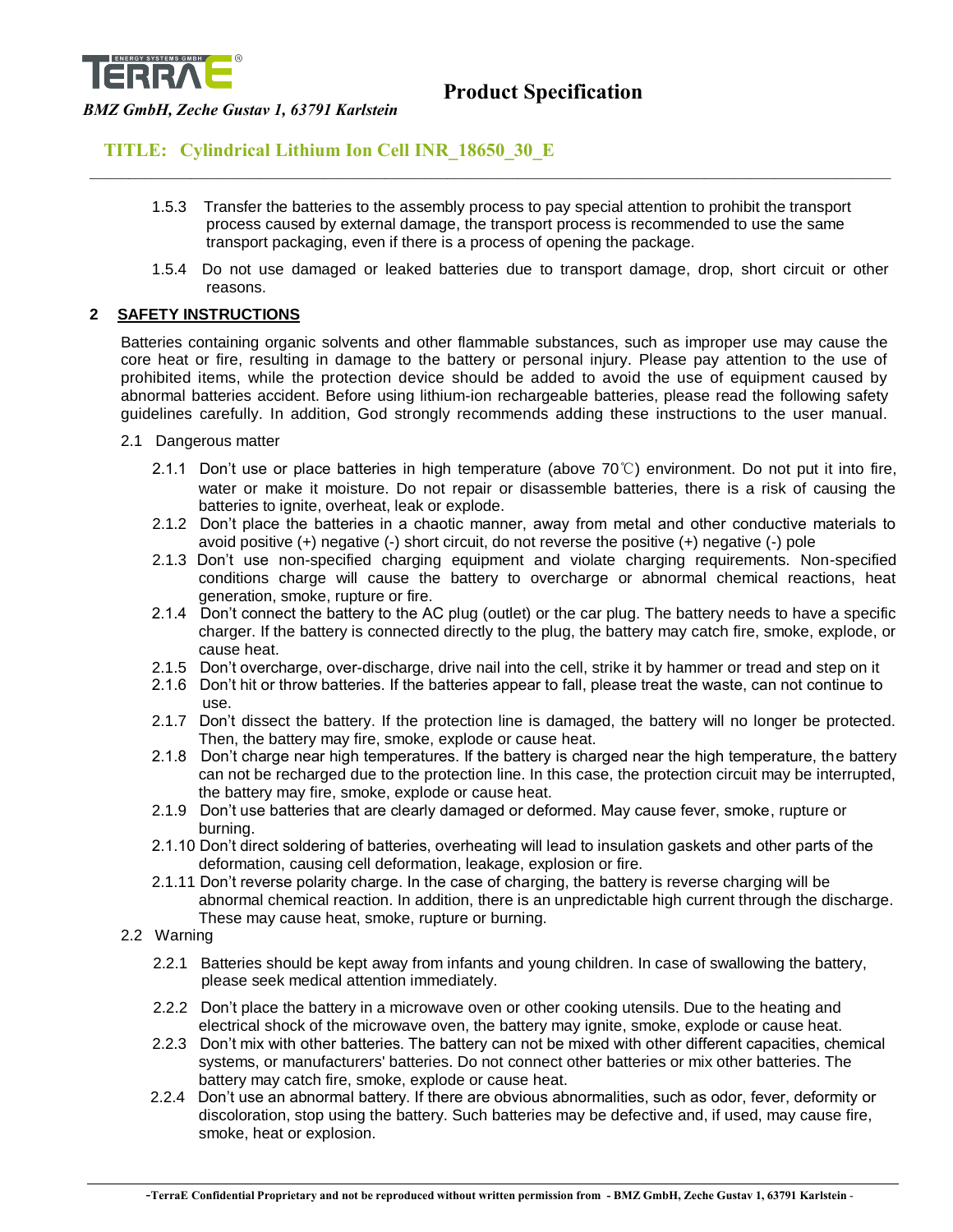1.5.3 Transfer the batteries to the assembly process to pay special attention to prohibit the transport process caused by external damage, the transport process is recommended to use the same transport packaging, even if there is a process of opening the package.

1.5.4 Do not use damaged or leaked batteries due to transport damage, drop, short circuit or other reasons.

## 2 SAFETY INSTRUCTIONS

Batteries containing organic solvents and other flammable substances, such as improper use may cause the core heat or fire, resulting in damage to the battery or personal injury. Please pay attention to the use of prohibited items, while the protection device should be added to avoid the use of equipment caused by abnormal batteries accident. Before using lithium-ion rechargeable batteries, please read the following safety guidelines carefully. In addition, God strongly recommends adding these instructions to the user manual.

### 2.1 Dangerous matter

2.1.1 Don't use or place batteries in high temperature (above 70℃) environment. Do not put it into fire, water or make it moisture. Do not repair or disassemble batteries, there is a risk of causing the batteries to ignite, overheat, leak or explode.

2.1.2 Don't place the batteries in a chaotic manner, away from metal and other conductive materials to avoid positive (+) negative (-) short circuit, do not reverse the positive (+) negative (-) pole

2.1.3 Don't use non-specified charging equipment and violate charging requirements. Non-specified conditions charge will cause the battery to overcharge or abnormal chemical reactions, heat generation, smoke, rupture or fire.

2.1.4 Don't connect the battery to the AC plug (outlet) or the car plug. The battery needs to have a specific charger. If the battery is connected directly to the plug, the battery may catch fire, smoke, explode, or cause heat.

2.1.5 Don't overcharge, over-discharge, drive nail into the cell, strike it by hammer or tread and step on it

2.1.6 Don't hit or throw batteries. If the batteries appear to fall, please treat the waste, can not continue to use.

2.1.7 Don't dissect the battery. If the protection line is damaged, the battery will no longer be protected. Then, the battery may fire, smoke, explode or cause heat.

2.1.8 Don't charge near high temperatures. If the battery is charged near the high temperature, the battery can not be recharged due to the protection line. In this case, the protection circuit may be interrupted, the battery may fire, smoke, explode or cause heat.

2.1.9 Don't use batteries that are clearly damaged or deformed. May cause fever, smoke, rupture or burning.

2.1.10 Don't direct soldering of batteries, overheating will lead to insulation gaskets and other parts of the deformation, causing cell deformation, leakage, explosion or fire.

2.1.11 Don't reverse polarity charge. In the case of charging, the battery is reverse charging will be abnormal chemical reaction. In addition, there is an unpredictable high current through the discharge. These may cause heat, smoke, rupture or burning.

### 2.2 Warning

2.2.1 Batteries should be kept away from infants and young children. In case of swallowing the battery, please seek medical attention immediately.

2.2.2 Don't place the battery in a microwave oven or other cooking utensils. Due to the heating and electrical shock of the microwave oven, the battery may ignite, smoke, explode or cause heat.

2.2.3 Don't mix with other batteries. The battery can not be mixed with other different capacities, chemical systems, or manufacturers' batteries. Do not connect other batteries or mix other batteries. The battery may catch fire, smoke, explode or cause heat.

2.2.4 Don't use an abnormal battery. If there are obvious abnormalities, such as odor, fever, deformity or discoloration, stop using the battery. Such batteries may be defective and, if used, may cause fire, smoke, heat or explosion.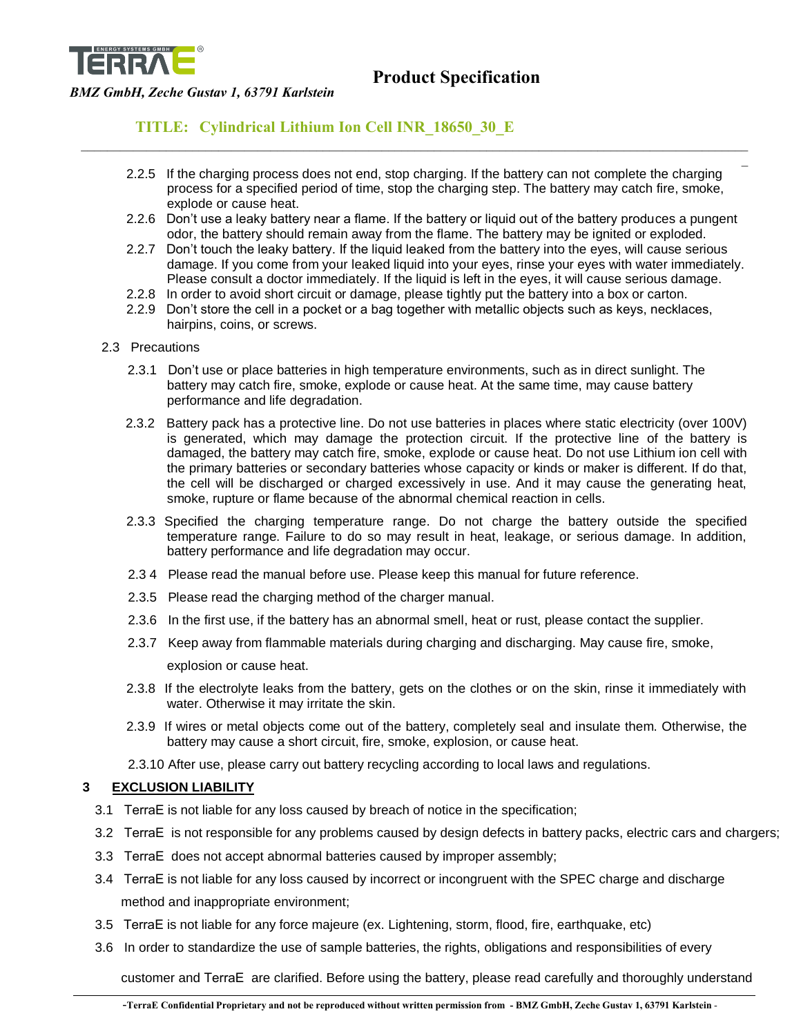2.2.5 If the charging process does not end, stop charging. If the battery can not complete the charging process for a specified period of time, stop the charging step. The battery may catch fire, smoke, explode or cause heat.

2.2.6 Don't use a leaky battery near a flame. If the battery or liquid out of the battery produces a pungent odor, the battery should remain away from the flame. The battery may be ignited or exploded.

2.2.7 Don't touch the leaky battery. If the liquid leaked from the battery into the eyes, will cause serious damage. If you come from your leaked liquid into your eyes, rinse your eyes with water immediately. Please consult a doctor immediately. If the liquid is left in the eyes, it will cause serious damage.

2.2.8 In order to avoid short circuit or damage, please tightly put the battery into a box or carton.

2.2.9 Don't store the cell in a pocket or a bag together with metallic objects such as keys, necklaces, hairpins, coins, or screws.

2.3 Precautions

2.3.1 Don't use or place batteries in high temperature environments, such as in direct sunlight. The battery may catch fire, smoke, explode or cause heat. At the same time, may cause battery performance and life degradation.

2.3.2 Battery pack has a protective line. Do not use batteries in places where static electricity (over 100V) is generated, which may damage the protection circuit. If the protective line of the battery is damaged, the battery may catch fire, smoke, explode or cause heat. Do not use Lithium ion cell with the primary batteries or secondary batteries whose capacity or kinds or maker is different. If do that, the cell will be discharged or charged excessively in use. And it may cause the generating heat, smoke, rupture or flame because of the abnormal chemical reaction in cells.

2.3.3 Specified the charging temperature range. Do not charge the battery outside the specified temperature range. Failure to do so may result in heat, leakage, or serious damage. In addition, battery performance and life degradation may occur.

2.3 4 Please read the manual before use. Please keep this manual for future reference.

2.3.5 Please read the charging method of the charger manual.

2.3.6 In the first use, if the battery has an abnormal smell, heat or rust, please contact the supplier.

2.3.7 Keep away from flammable materials during charging and discharging. May cause fire, smoke, explosion or cause heat.

2.3.8 If the electrolyte leaks from the battery, gets on the clothes or on the skin, rinse it immediately with water. Otherwise it may irritate the skin.

2.3.9 If wires or metal objects come out of the battery, completely seal and insulate them. Otherwise, the battery may cause a short circuit, fire, smoke, explosion, or cause heat.

2.3.10 After use, please carry out battery recycling according to local laws and regulations.

## 3 EXCLUSION LIABILITY

3.1 TerraE is not liable for any loss caused by breach of notice in the specification;

3.2 TerraE is not responsible for any problems caused by design defects in battery packs, electric cars and chargers;

3.3 TerraE does not accept abnormal batteries caused by improper assembly;

3.4 TerraE is not liable for any loss caused by incorrect or incongruent with the SPEC charge and discharge method and inappropriate environment;

3.5 TerraE is not liable for any force majeure (ex. Lightening, storm, flood, fire, earthquake, etc)

3.6 In order to standardize the use of sample batteries, the rights, obligations and responsibilities of every customer and TerraE are clarified. Before using the battery, please read carefully and thoroughly understand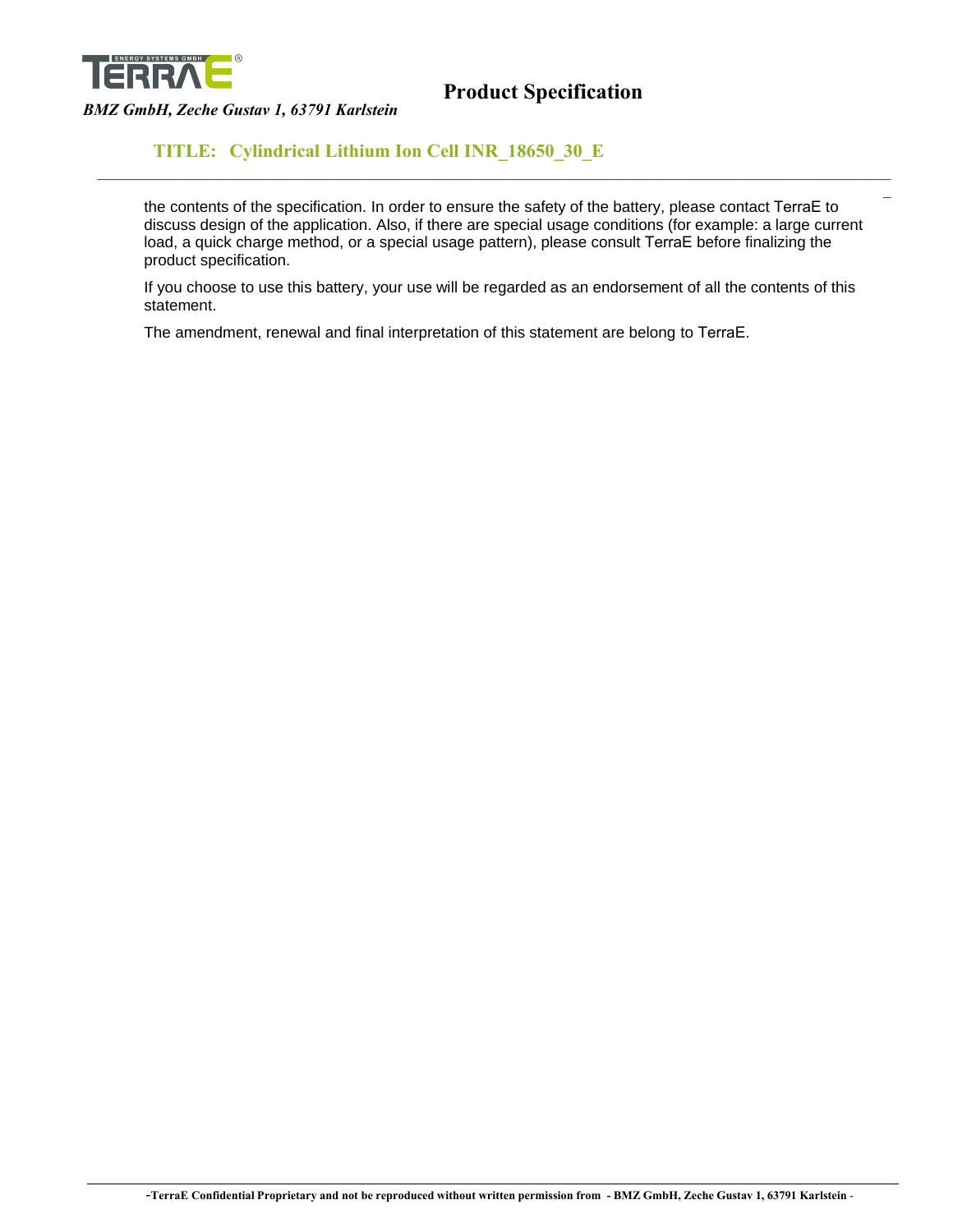the contents of the specification. In order to ensure the safety of the battery, please contact TerraE to discuss design of the application. Also, if there are special usage conditions (for example: a large current load, a quick charge method, or a special usage pattern), please consult TerraE before finalizing the product specification.

If you choose to use this battery, your use will be regarded as an endorsement of all the contents of this statement.

The amendment, renewal and final interpretation of this statement are belong to TerraE.